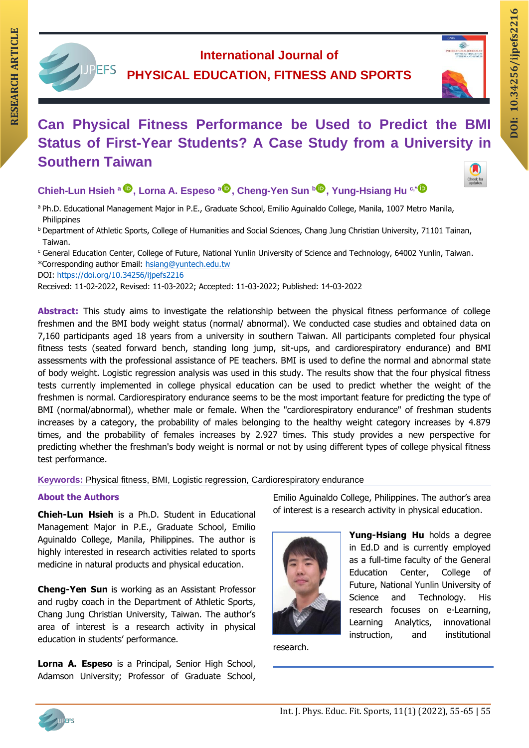RESEARCH ARTICLE

DOI: 10.34256/ijpefs2216

International Journal of
PHYSICAL EDUCATION, FITNESS AND SPORTS

# Can Physical Fitness Performance be Used to Predict the BMI Status of First-Year Students? A Case Study from a University in Southern Taiwan

**Chieh-Lun Hsieh [a], Lorna A. Espeso [a], Cheng-Yen Sun [b], Yung-Hsiang Hu [c,*]**

[a] Ph.D. Educational Management Major in P.E., Graduate School, Emilio Aguinaldo College, Manila, 1007 Metro Manila, Philippines

[b] Department of Athletic Sports, College of Humanities and Social Sciences, Chang Jung Christian University, 71101 Tainan, Taiwan.

[c] General Education Center, College of Future, National Yunlin University of Science and Technology, 64002 Yunlin, Taiwan.

*Corresponding author Email: hsiang@yuntech.edu.tw

DOI: https://doi.org/10.34256/ijpefs2216

Received: 11-02-2022, Revised: 11-03-2022; Accepted: 11-03-2022; Published: 14-03-2022

**Abstract:** This study aims to investigate the relationship between the physical fitness performance of college freshmen and the BMI body weight status (normal/ abnormal). We conducted case studies and obtained data on 7,160 participants aged 18 years from a university in southern Taiwan. All participants completed four physical fitness tests (seated forward bench, standing long jump, sit-ups, and cardiorespiratory endurance) and BMI assessments with the professional assistance of PE teachers. BMI is used to define the normal and abnormal state of body weight. Logistic regression analysis was used in this study. The results show that the four physical fitness tests currently implemented in college physical education can be used to predict whether the weight of the freshmen is normal. Cardiorespiratory endurance seems to be the most important feature for predicting the type of BMI (normal/abnormal), whether male or female. When the "cardiorespiratory endurance" of freshman students increases by a category, the probability of males belonging to the healthy weight category increases by 4.879 times, and the probability of females increases by 2.927 times. This study provides a new perspective for predicting whether the freshman's body weight is normal or not by using different types of college physical fitness test performance.

**Keywords:** Physical fitness, BMI, Logistic regression, Cardiorespiratory endurance

## About the Authors

**Chieh-Lun Hsieh** is a Ph.D. Student in Educational Management Major in P.E., Graduate School, Emilio Aguinaldo College, Manila, Philippines. The author is highly interested in research activities related to sports medicine in natural products and physical education.

**Cheng-Yen Sun** is working as an Assistant Professor and rugby coach in the Department of Athletic Sports, Chang Jung Christian University, Taiwan. The author's area of interest is a research activity in physical education in students' performance.

**Lorna A. Espeso** is a Principal, Senior High School, Adamson University; Professor of Graduate School, Emilio Aguinaldo College, Philippines. The author's area of interest is a research activity in physical education.

**Yung-Hsiang Hu** holds a degree in Ed.D and is currently employed as a full-time faculty of the General Education Center, College of Future, National Yunlin University of Science and Technology. His research focuses on e-Learning, Learning Analytics, innovational instruction, and institutional research.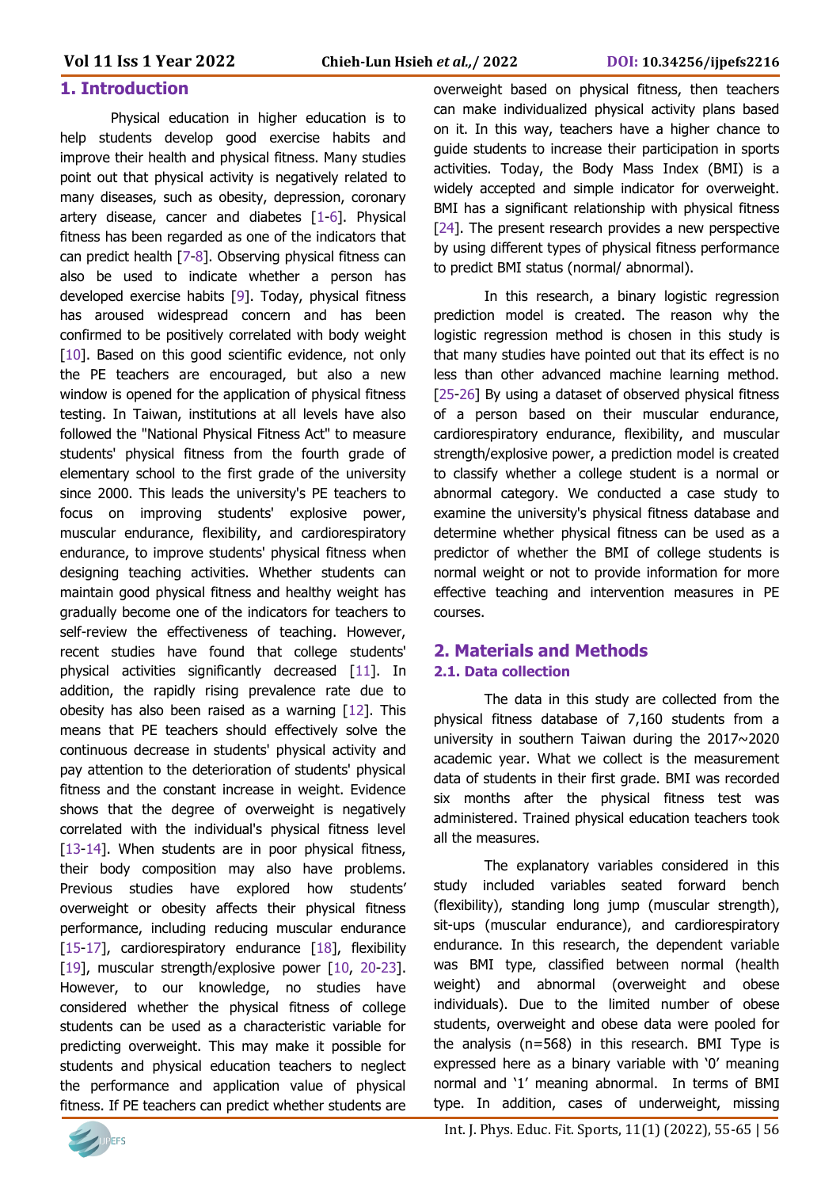## 1. Introduction

Physical education in higher education is to help students develop good exercise habits and improve their health and physical fitness. Many studies point out that physical activity is negatively related to many diseases, such as obesity, depression, coronary artery disease, cancer and diabetes [1-6]. Physical fitness has been regarded as one of the indicators that can predict health [7-8]. Observing physical fitness can also be used to indicate whether a person has developed exercise habits [9]. Today, physical fitness has aroused widespread concern and has been confirmed to be positively correlated with body weight [10]. Based on this good scientific evidence, not only the PE teachers are encouraged, but also a new window is opened for the application of physical fitness testing. In Taiwan, institutions at all levels have also followed the "National Physical Fitness Act" to measure students' physical fitness from the fourth grade of elementary school to the first grade of the university since 2000. This leads the university's PE teachers to focus on improving students' explosive power, muscular endurance, flexibility, and cardiorespiratory endurance, to improve students' physical fitness when designing teaching activities. Whether students can maintain good physical fitness and healthy weight has gradually become one of the indicators for teachers to self-review the effectiveness of teaching. However, recent studies have found that college students' physical activities significantly decreased [11]. In addition, the rapidly rising prevalence rate due to obesity has also been raised as a warning [12]. This means that PE teachers should effectively solve the continuous decrease in students' physical activity and pay attention to the deterioration of students' physical fitness and the constant increase in weight. Evidence shows that the degree of overweight is negatively correlated with the individual's physical fitness level [13-14]. When students are in poor physical fitness, their body composition may also have problems. Previous studies have explored how students' overweight or obesity affects their physical fitness performance, including reducing muscular endurance [15-17], cardiorespiratory endurance [18], flexibility [19], muscular strength/explosive power [10, 20-23]. However, to our knowledge, no studies have considered whether the physical fitness of college students can be used as a characteristic variable for predicting overweight. This may make it possible for students and physical education teachers to neglect the performance and application value of physical fitness. If PE teachers can predict whether students are overweight based on physical fitness, then teachers can make individualized physical activity plans based on it. In this way, teachers have a higher chance to guide students to increase their participation in sports activities. Today, the Body Mass Index (BMI) is a widely accepted and simple indicator for overweight. BMI has a significant relationship with physical fitness [24]. The present research provides a new perspective by using different types of physical fitness performance to predict BMI status (normal/ abnormal).

In this research, a binary logistic regression prediction model is created. The reason why the logistic regression method is chosen in this study is that many studies have pointed out that its effect is no less than other advanced machine learning method. [25-26] By using a dataset of observed physical fitness of a person based on their muscular endurance, cardiorespiratory endurance, flexibility, and muscular strength/explosive power, a prediction model is created to classify whether a college student is a normal or abnormal category. We conducted a case study to examine the university's physical fitness database and determine whether physical fitness can be used as a predictor of whether the BMI of college students is normal weight or not to provide information for more effective teaching and intervention measures in PE courses.

## 2. Materials and Methods

### 2.1. Data collection

The data in this study are collected from the physical fitness database of 7,160 students from a university in southern Taiwan during the 2017~2020 academic year. What we collect is the measurement data of students in their first grade. BMI was recorded six months after the physical fitness test was administered. Trained physical education teachers took all the measures.

The explanatory variables considered in this study included variables seated forward bench (flexibility), standing long jump (muscular strength), sit-ups (muscular endurance), and cardiorespiratory endurance. In this research, the dependent variable was BMI type, classified between normal (health weight) and abnormal (overweight and obese individuals). Due to the limited number of obese students, overweight and obese data were pooled for the analysis (n=568) in this research. BMI Type is expressed here as a binary variable with '0' meaning normal and '1' meaning abnormal. In terms of BMI type. In addition, cases of underweight, missing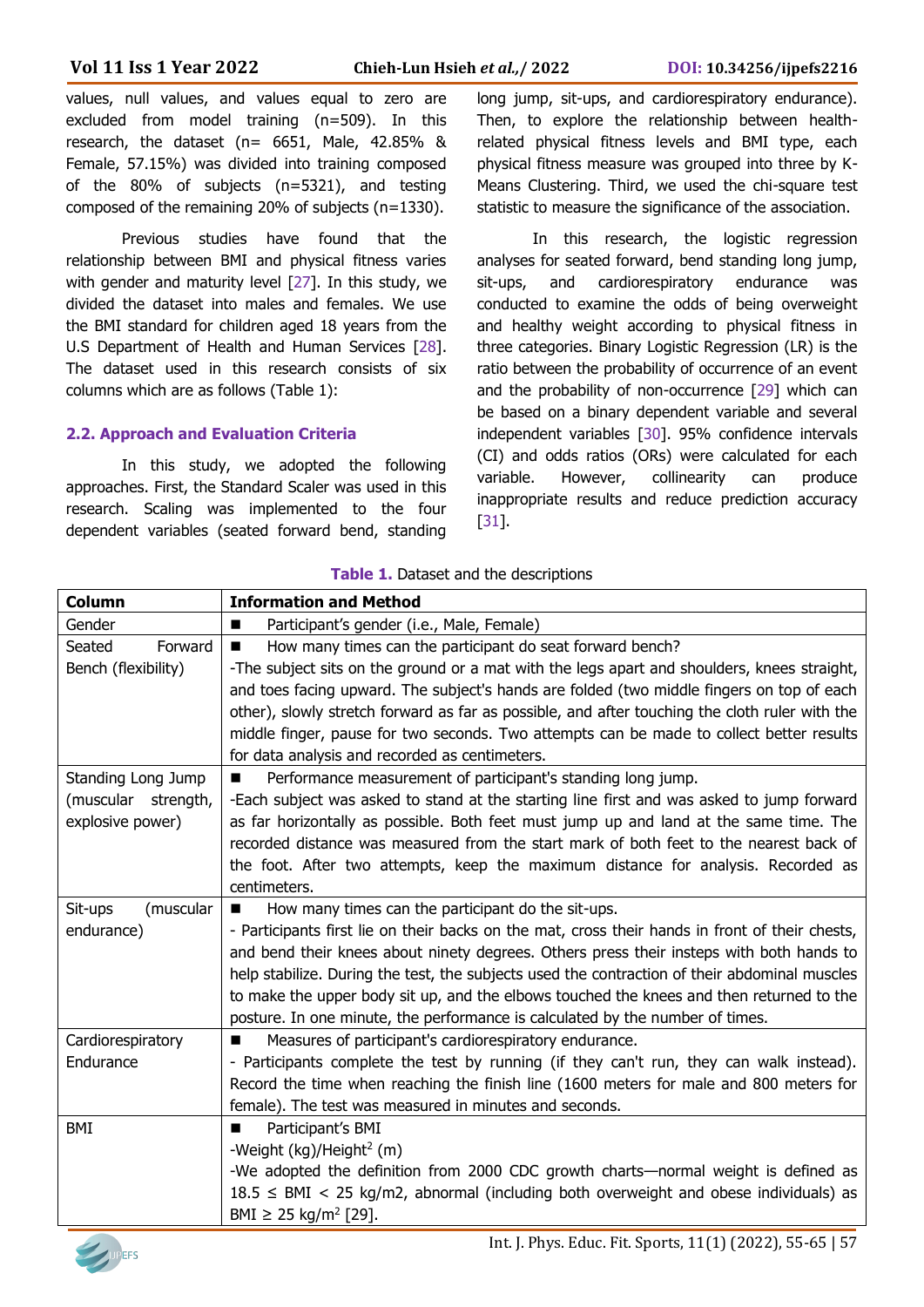values, null values, and values equal to zero are excluded from model training (n=509). In this research, the dataset (n= 6651, Male, 42.85% & Female, 57.15%) was divided into training composed of the 80% of subjects (n=5321), and testing composed of the remaining 20% of subjects (n=1330).

Previous studies have found that the relationship between BMI and physical fitness varies with gender and maturity level [27]. In this study, we divided the dataset into males and females. We use the BMI standard for children aged 18 years from the U.S Department of Health and Human Services [28]. The dataset used in this research consists of six columns which are as follows (Table 1):

### 2.2. Approach and Evaluation Criteria

In this study, we adopted the following approaches. First, the Standard Scaler was used in this research. Scaling was implemented to the four dependent variables (seated forward bend, standing long jump, sit-ups, and cardiorespiratory endurance). Then, to explore the relationship between health-related physical fitness levels and BMI type, each physical fitness measure was grouped into three by K-Means Clustering. Third, we used the chi-square test statistic to measure the significance of the association.

In this research, the logistic regression analyses for seated forward, bend standing long jump, sit-ups, and cardiorespiratory endurance was conducted to examine the odds of being overweight and healthy weight according to physical fitness in three categories. Binary Logistic Regression (LR) is the ratio between the probability of occurrence of an event and the probability of non-occurrence [29] which can be based on a binary dependent variable and several independent variables [30]. 95% confidence intervals (CI) and odds ratios (ORs) were calculated for each variable. However, collinearity can produce inappropriate results and reduce prediction accuracy [31].

**Table 1.** Dataset and the descriptions

| Column | Information and Method |
|---|---|
| Gender | ■ Participant's gender (i.e., Male, Female) |
| Seated Forward Bench (flexibility) | ■ How many times can the participant do seat forward bench?<br>-The subject sits on the ground or a mat with the legs apart and shoulders, knees straight, and toes facing upward. The subject's hands are folded (two middle fingers on top of each other), slowly stretch forward as far as possible, and after touching the cloth ruler with the middle finger, pause for two seconds. Two attempts can be made to collect better results for data analysis and recorded as centimeters. |
| Standing Long Jump (muscular strength, explosive power) | ■ Performance measurement of participant's standing long jump.<br>-Each subject was asked to stand at the starting line first and was asked to jump forward as far horizontally as possible. Both feet must jump up and land at the same time. The recorded distance was measured from the start mark of both feet to the nearest back of the foot. After two attempts, keep the maximum distance for analysis. Recorded as centimeters. |
| Sit-ups (muscular endurance) | ■ How many times can the participant do the sit-ups.<br>- Participants first lie on their backs on the mat, cross their hands in front of their chests, and bend their knees about ninety degrees. Others press their insteps with both hands to help stabilize. During the test, the subjects used the contraction of their abdominal muscles to make the upper body sit up, and the elbows touched the knees and then returned to the posture. In one minute, the performance is calculated by the number of times. |
| Cardiorespiratory Endurance | ■ Measures of participant's cardiorespiratory endurance.<br>- Participants complete the test by running (if they can't run, they can walk instead). Record the time when reaching the finish line (1600 meters for male and 800 meters for female). The test was measured in minutes and seconds. |
| BMI | ■ Participant's BMI<br>-Weight (kg)/Height$^2$ (m)<br>-We adopted the definition from 2000 CDC growth charts—normal weight is defined as 18.5 ≤ BMI < 25 kg/m2, abnormal (including both overweight and obese individuals) as BMI ≥ 25 kg/m$^2$ [29]. |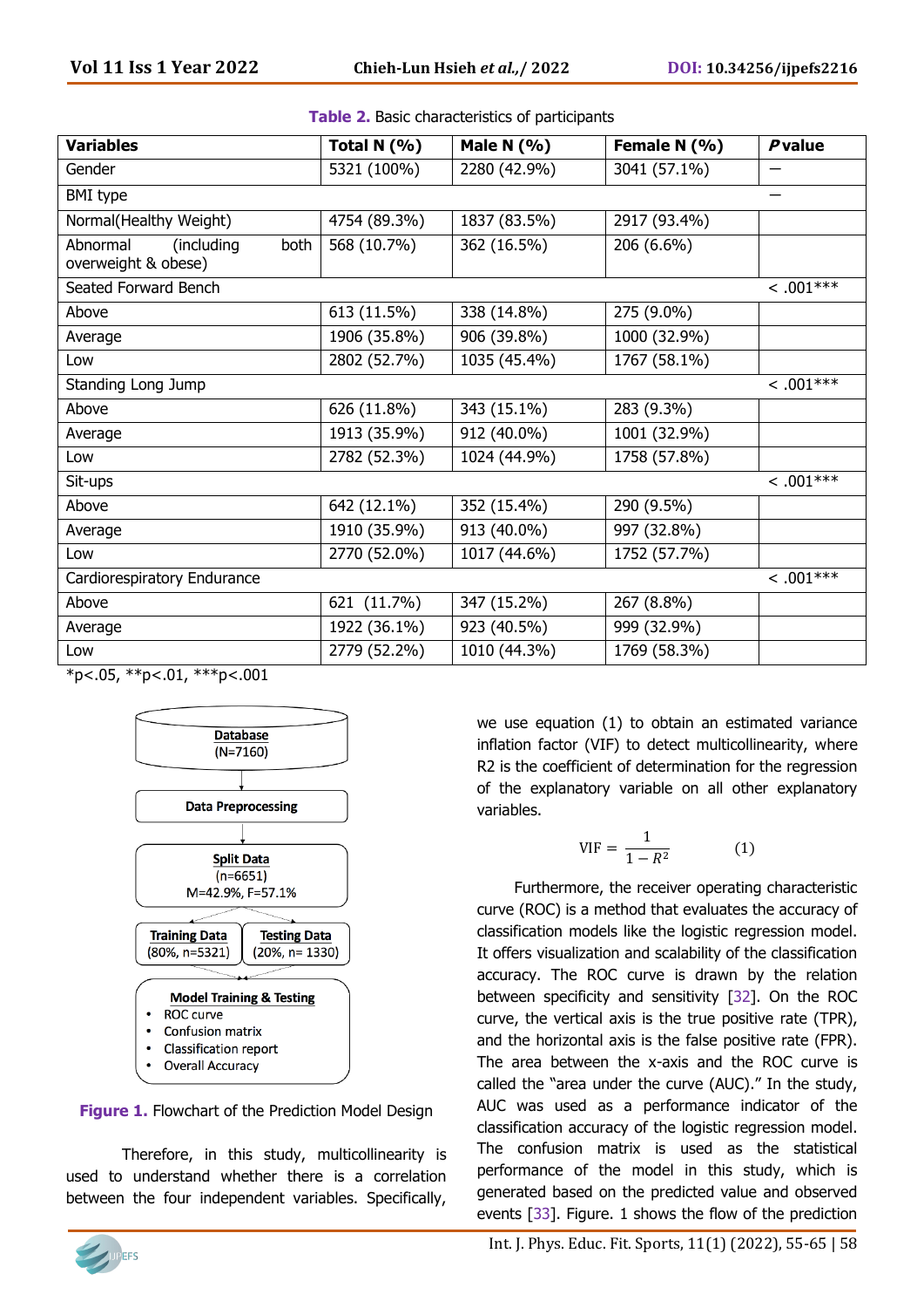**Table 2.** Basic characteristics of participants

| Variables | Total N (%) | Male N (%) | Female N (%) | *P* value |
|---|---|---|---|---|
| Gender | 5321 (100%) | 2280 (42.9%) | 3041 (57.1%) | — |
| BMI type | | | | — |
| Normal(Healthy Weight) | 4754 (89.3%) | 1837 (83.5%) | 2917 (93.4%) | |
| Abnormal (including both overweight & obese) | 568 (10.7%) | 362 (16.5%) | 206 (6.6%) | |
| Seated Forward Bench | | | | < .001*** |
| Above | 613 (11.5%) | 338 (14.8%) | 275 (9.0%) | |
| Average | 1906 (35.8%) | 906 (39.8%) | 1000 (32.9%) | |
| Low | 2802 (52.7%) | 1035 (45.4%) | 1767 (58.1%) | |
| Standing Long Jump | | | | < .001*** |
| Above | 626 (11.8%) | 343 (15.1%) | 283 (9.3%) | |
| Average | 1913 (35.9%) | 912 (40.0%) | 1001 (32.9%) | |
| Low | 2782 (52.3%) | 1024 (44.9%) | 1758 (57.8%) | |
| Sit-ups | | | | < .001*** |
| Above | 642 (12.1%) | 352 (15.4%) | 290 (9.5%) | |
| Average | 1910 (35.9%) | 913 (40.0%) | 997 (32.8%) | |
| Low | 2770 (52.0%) | 1017 (44.6%) | 1752 (57.7%) | |
| Cardiorespiratory Endurance | | | | < .001*** |
| Above | 621 (11.7%) | 347 (15.2%) | 267 (8.8%) | |
| Average | 1922 (36.1%) | 923 (40.5%) | 999 (32.9%) | |
| Low | 2779 (52.2%) | 1010 (44.3%) | 1769 (58.3%) | |

*p<.05, **p<.01, ***p<.001

Database (N=7160) → Data Preprocessing → Split Data (n=6651) M=42.9%, F=57.1% → Training Data (80%, n=5321) / Testing Data (20%, n= 1330) → Model Training & Testing
- ROC curve
- Confusion matrix
- Classification report
- Overall Accuracy

**Figure 1.** Flowchart of the Prediction Model Design

Therefore, in this study, multicollinearity is used to understand whether there is a correlation between the four independent variables. Specifically, we use equation (1) to obtain an estimated variance inflation factor (VIF) to detect multicollinearity, where R2 is the coefficient of determination for the regression of the explanatory variable on all other explanatory variables.

$$\text{VIF} = \frac{1}{1 - R^2} \qquad (1)$$

Furthermore, the receiver operating characteristic curve (ROC) is a method that evaluates the accuracy of classification models like the logistic regression model. It offers visualization and scalability of the classification accuracy. The ROC curve is drawn by the relation between specificity and sensitivity [32]. On the ROC curve, the vertical axis is the true positive rate (TPR), and the horizontal axis is the false positive rate (FPR). The area between the x-axis and the ROC curve is called the "area under the curve (AUC)." In the study, AUC was used as a performance indicator of the classification accuracy of the logistic regression model. The confusion matrix is used as the statistical performance of the model in this study, which is generated based on the predicted value and observed events [33]. Figure. 1 shows the flow of the prediction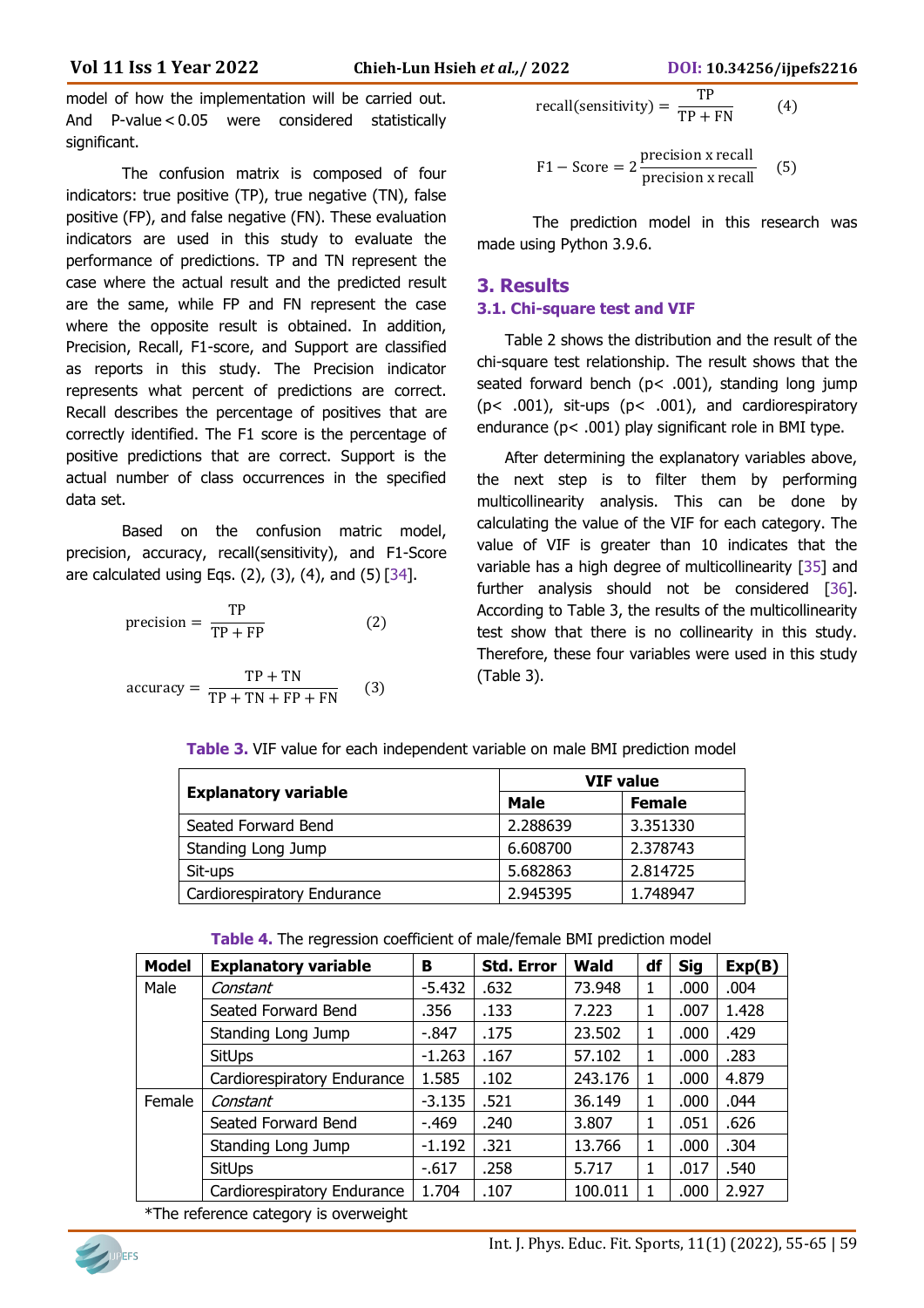model of how the implementation will be carried out. And P-value < 0.05 were considered statistically significant.

The confusion matrix is composed of four indicators: true positive (TP), true negative (TN), false positive (FP), and false negative (FN). These evaluation indicators are used in this study to evaluate the performance of predictions. TP and TN represent the case where the actual result and the predicted result are the same, while FP and FN represent the case where the opposite result is obtained. In addition, Precision, Recall, F1-score, and Support are classified as reports in this study. The Precision indicator represents what percent of predictions are correct. Recall describes the percentage of positives that are correctly identified. The F1 score is the percentage of positive predictions that are correct. Support is the actual number of class occurrences in the specified data set.

Based on the confusion matric model, precision, accuracy, recall(sensitivity), and F1-Score are calculated using Eqs. (2), (3), (4), and (5) [34].

$$\text{precision} = \frac{\text{TP}}{\text{TP} + \text{FP}} \qquad (2)$$

$$\text{accuracy} = \frac{\text{TP} + \text{TN}}{\text{TP} + \text{TN} + \text{FP} + \text{FN}} \qquad (3)$$

$$\text{recall(sensitivity)} = \frac{\text{TP}}{\text{TP} + \text{FN}} \qquad (4)$$

$$\text{F1} - \text{Score} = 2\frac{\text{precision x recall}}{\text{precision x recall}} \qquad (5)$$

The prediction model in this research was made using Python 3.9.6.

## 3. Results

### 3.1. Chi-square test and VIF

Table 2 shows the distribution and the result of the chi-square test relationship. The result shows that the seated forward bench ($p < .001$), standing long jump ($p < .001$), sit-ups ($p < .001$), and cardiorespiratory endurance ($p < .001$) play significant role in BMI type.

After determining the explanatory variables above, the next step is to filter them by performing multicollinearity analysis. This can be done by calculating the value of the VIF for each category. The value of VIF is greater than 10 indicates that the variable has a high degree of multicollinearity [35] and further analysis should not be considered [36]. According to Table 3, the results of the multicollinearity test show that there is no collinearity in this study. Therefore, these four variables were used in this study (Table 3).

**Table 3.** VIF value for each independent variable on male BMI prediction model

| Explanatory variable | VIF value | |
|---|---|---|
| | Male | Female |
| Seated Forward Bend | 2.288639 | 3.351330 |
| Standing Long Jump | 6.608700 | 2.378743 |
| Sit-ups | 5.682863 | 2.814725 |
| Cardiorespiratory Endurance | 2.945395 | 1.748947 |

**Table 4.** The regression coefficient of male/female BMI prediction model

| Model | Explanatory variable | B | Std. Error | Wald | df | Sig | Exp(B) |
|---|---|---|---|---|---|---|---|
| Male | *Constant* | -5.432 | .632 | 73.948 | 1 | .000 | .004 |
| | Seated Forward Bend | .356 | .133 | 7.223 | 1 | .007 | 1.428 |
| | Standing Long Jump | -.847 | .175 | 23.502 | 1 | .000 | .429 |
| | SitUps | -1.263 | .167 | 57.102 | 1 | .000 | .283 |
| | Cardiorespiratory Endurance | 1.585 | .102 | 243.176 | 1 | .000 | 4.879 |
| Female | *Constant* | -3.135 | .521 | 36.149 | 1 | .000 | .044 |
| | Seated Forward Bend | -.469 | .240 | 3.807 | 1 | .051 | .626 |
| | Standing Long Jump | -1.192 | .321 | 13.766 | 1 | .000 | .304 |
| | SitUps | -.617 | .258 | 5.717 | 1 | .017 | .540 |
| | Cardiorespiratory Endurance | 1.704 | .107 | 100.011 | 1 | .000 | 2.927 |

*The reference category is overweight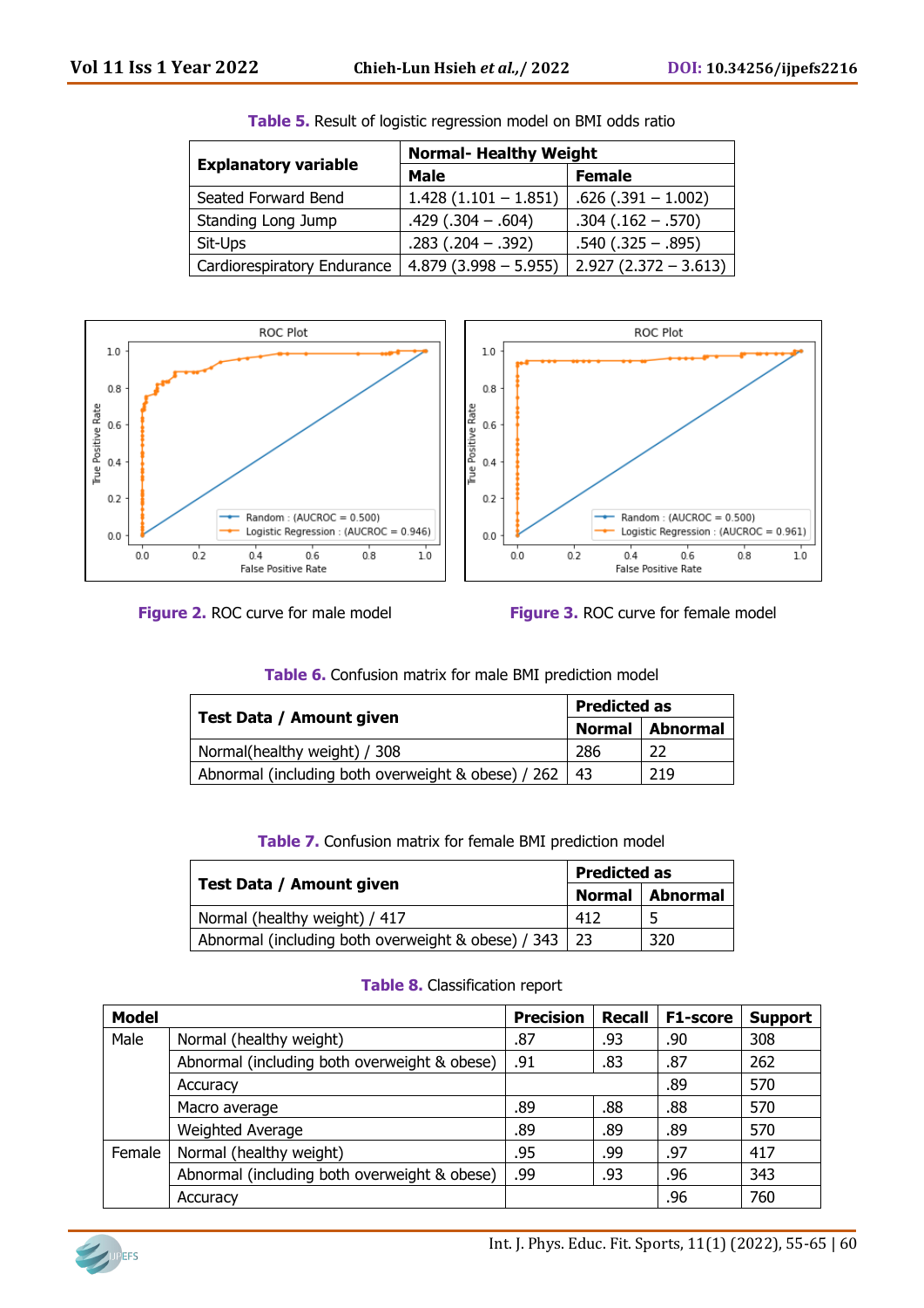**Table 5.** Result of logistic regression model on BMI odds ratio

| Explanatory variable | Normal- Healthy Weight | |
|---|---|---|
| | Male | Female |
| Seated Forward Bend | 1.428 (1.101 – 1.851) | .626 (.391 – 1.002) |
| Standing Long Jump | .429 (.304 – .604) | .304 (.162 – .570) |
| Sit-Ups | .283 (.204 – .392) | .540 (.325 – .895) |
| Cardiorespiratory Endurance | 4.879 (3.998 – 5.955) | 2.927 (2.372 – 3.613) |

**Figure 2.** ROC curve for male model

**Figure 3.** ROC curve for female model

**Table 6.** Confusion matrix for male BMI prediction model

| Test Data / Amount given | Predicted as | |
|---|---|---|
| | Normal | Abnormal |
| Normal(healthy weight) / 308 | 286 | 22 |
| Abnormal (including both overweight & obese) / 262 | 43 | 219 |

**Table 7.** Confusion matrix for female BMI prediction model

| Test Data / Amount given | Predicted as | |
|---|---|---|
| | Normal | Abnormal |
| Normal (healthy weight) / 417 | 412 | 5 |
| Abnormal (including both overweight & obese) / 343 | 23 | 320 |

**Table 8.** Classification report

| Model | | Precision | Recall | F1-score | Support |
|---|---|---|---|---|---|
| Male | Normal (healthy weight) | .87 | .93 | .90 | 308 |
| | Abnormal (including both overweight & obese) | .91 | .83 | .87 | 262 |
| | Accuracy | | | .89 | 570 |
| | Macro average | .89 | .88 | .88 | 570 |
| | Weighted Average | .89 | .89 | .89 | 570 |
| Female | Normal (healthy weight) | .95 | .99 | .97 | 417 |
| | Abnormal (including both overweight & obese) | .99 | .93 | .96 | 343 |
| | Accuracy | | | .96 | 760 |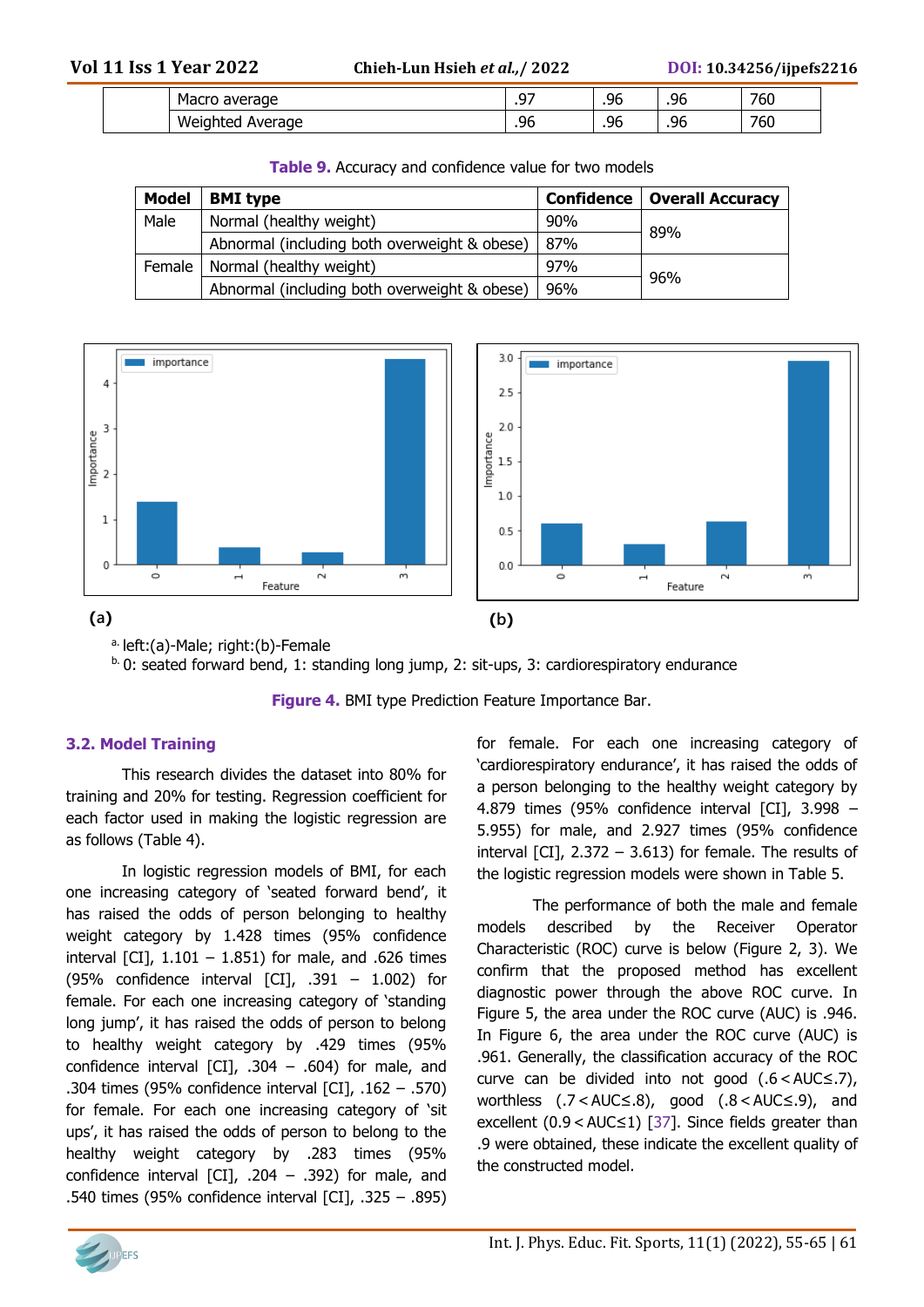| | Macro average | .97 | .96 | .96 | 760 |
|---|---|---|---|---|---|
| | Weighted Average | .96 | .96 | .96 | 760 |

**Table 9.** Accuracy and confidence value for two models

| Model | BMI type | Confidence | Overall Accuracy |
|---|---|---|---|
| Male | Normal (healthy weight) | 90% | 89% |
| | Abnormal (including both overweight & obese) | 87% | |
| Female | Normal (healthy weight) | 97% | 96% |
| | Abnormal (including both overweight & obese) | 96% | |

(a) (b)

a. left:(a)-Male; right:(b)-Female

b. 0: seated forward bend, 1: standing long jump, 2: sit-ups, 3: cardiorespiratory endurance

**Figure 4.** BMI type Prediction Feature Importance Bar.

### 3.2. Model Training

This research divides the dataset into 80% for training and 20% for testing. Regression coefficient for each factor used in making the logistic regression are as follows (Table 4).

In logistic regression models of BMI, for each one increasing category of 'seated forward bend', it has raised the odds of person belonging to healthy weight category by 1.428 times (95% confidence interval [CI], 1.101 – 1.851) for male, and .626 times (95% confidence interval [CI], .391 – 1.002) for female. For each one increasing category of 'standing long jump', it has raised the odds of person to belong to healthy weight category by .429 times (95% confidence interval [CI], .304 – .604) for male, and .304 times (95% confidence interval [CI], .162 – .570) for female. For each one increasing category of 'sit ups', it has raised the odds of person to belong to the healthy weight category by .283 times (95% confidence interval [CI], .204 – .392) for male, and .540 times (95% confidence interval [CI], .325 – .895) for female. For each one increasing category of 'cardiorespiratory endurance', it has raised the odds of a person belonging to the healthy weight category by 4.879 times (95% confidence interval [CI], 3.998 – 5.955) for male, and 2.927 times (95% confidence interval [CI], 2.372 – 3.613) for female. The results of the logistic regression models were shown in Table 5.

The performance of both the male and female models described by the Receiver Operator Characteristic (ROC) curve is below (Figure 2, 3). We confirm that the proposed method has excellent diagnostic power through the above ROC curve. In Figure 5, the area under the ROC curve (AUC) is .946. In Figure 6, the area under the ROC curve (AUC) is .961. Generally, the classification accuracy of the ROC curve can be divided into not good ($.6 < AUC \leq .7$), worthless ($.7 < AUC \leq .8$), good ($.8 < AUC \leq .9$), and excellent ($0.9 < AUC \leq 1$) [37]. Since fields greater than .9 were obtained, these indicate the excellent quality of the constructed model.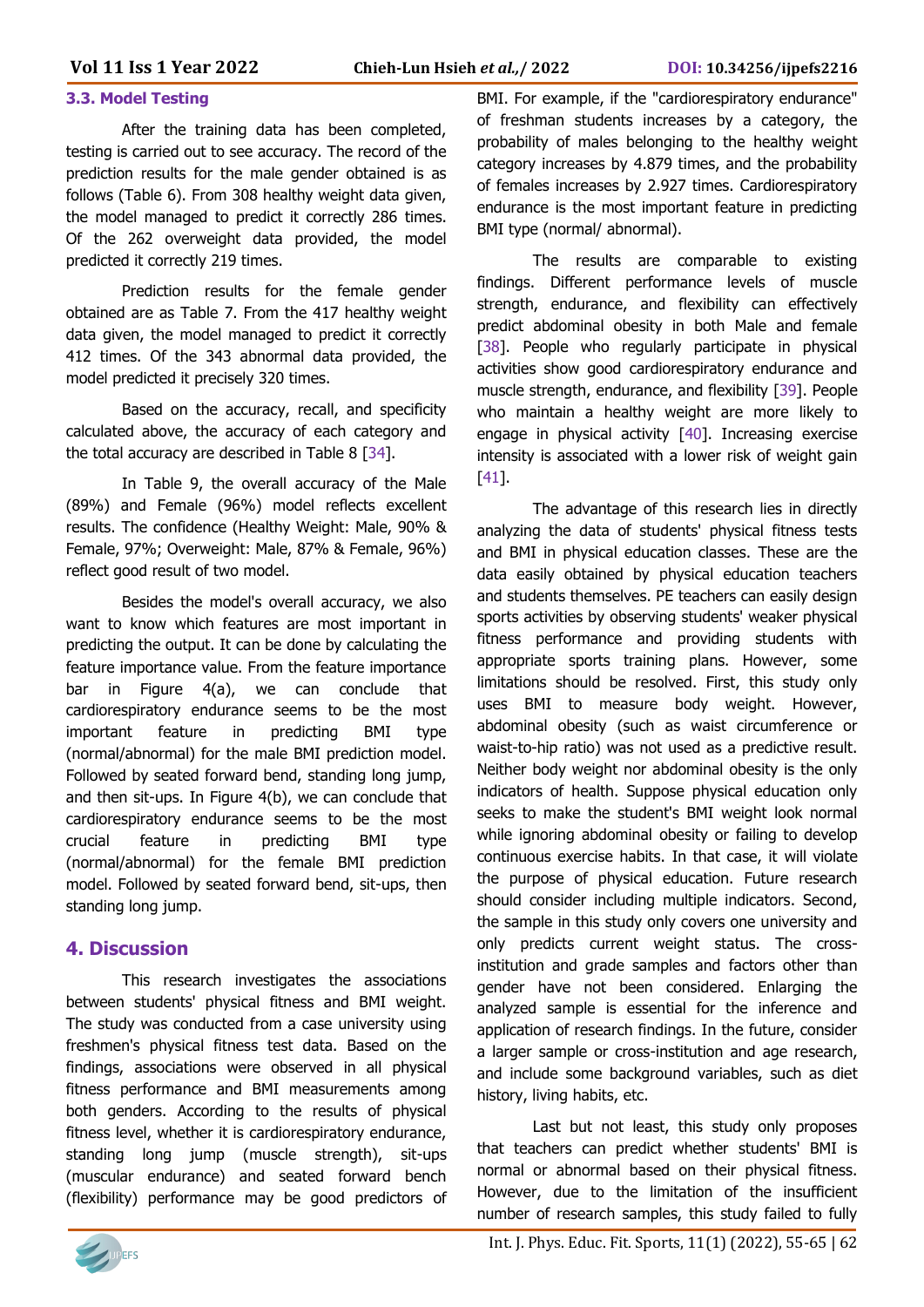### 3.3. Model Testing

After the training data has been completed, testing is carried out to see accuracy. The record of the prediction results for the male gender obtained is as follows (Table 6). From 308 healthy weight data given, the model managed to predict it correctly 286 times. Of the 262 overweight data provided, the model predicted it correctly 219 times.

Prediction results for the female gender obtained are as Table 7. From the 417 healthy weight data given, the model managed to predict it correctly 412 times. Of the 343 abnormal data provided, the model predicted it precisely 320 times.

Based on the accuracy, recall, and specificity calculated above, the accuracy of each category and the total accuracy are described in Table 8 [34].

In Table 9, the overall accuracy of the Male (89%) and Female (96%) model reflects excellent results. The confidence (Healthy Weight: Male, 90% & Female, 97%; Overweight: Male, 87% & Female, 96%) reflect good result of two model.

Besides the model's overall accuracy, we also want to know which features are most important in predicting the output. It can be done by calculating the feature importance value. From the feature importance bar in Figure 4(a), we can conclude that cardiorespiratory endurance seems to be the most important feature in predicting BMI type (normal/abnormal) for the male BMI prediction model. Followed by seated forward bend, standing long jump, and then sit-ups. In Figure 4(b), we can conclude that cardiorespiratory endurance seems to be the most crucial feature in predicting BMI type (normal/abnormal) for the female BMI prediction model. Followed by seated forward bend, sit-ups, then standing long jump.

## 4. Discussion

This research investigates the associations between students' physical fitness and BMI weight. The study was conducted from a case university using freshmen's physical fitness test data. Based on the findings, associations were observed in all physical fitness performance and BMI measurements among both genders. According to the results of physical fitness level, whether it is cardiorespiratory endurance, standing long jump (muscle strength), sit-ups (muscular endurance) and seated forward bench (flexibility) performance may be good predictors of BMI. For example, if the "cardiorespiratory endurance" of freshman students increases by a category, the probability of males belonging to the healthy weight category increases by 4.879 times, and the probability of females increases by 2.927 times. Cardiorespiratory endurance is the most important feature in predicting BMI type (normal/ abnormal).

The results are comparable to existing findings. Different performance levels of muscle strength, endurance, and flexibility can effectively predict abdominal obesity in both Male and female [38]. People who regularly participate in physical activities show good cardiorespiratory endurance and muscle strength, endurance, and flexibility [39]. People who maintain a healthy weight are more likely to engage in physical activity [40]. Increasing exercise intensity is associated with a lower risk of weight gain [41].

The advantage of this research lies in directly analyzing the data of students' physical fitness tests and BMI in physical education classes. These are the data easily obtained by physical education teachers and students themselves. PE teachers can easily design sports activities by observing students' weaker physical fitness performance and providing students with appropriate sports training plans. However, some limitations should be resolved. First, this study only uses BMI to measure body weight. However, abdominal obesity (such as waist circumference or waist-to-hip ratio) was not used as a predictive result. Neither body weight nor abdominal obesity is the only indicators of health. Suppose physical education only seeks to make the student's BMI weight look normal while ignoring abdominal obesity or failing to develop continuous exercise habits. In that case, it will violate the purpose of physical education. Future research should consider including multiple indicators. Second, the sample in this study only covers one university and only predicts current weight status. The cross-institution and grade samples and factors other than gender have not been considered. Enlarging the analyzed sample is essential for the inference and application of research findings. In the future, consider a larger sample or cross-institution and age research, and include some background variables, such as diet history, living habits, etc.

Last but not least, this study only proposes that teachers can predict whether students' BMI is normal or abnormal based on their physical fitness. However, due to the limitation of the insufficient number of research samples, this study failed to fully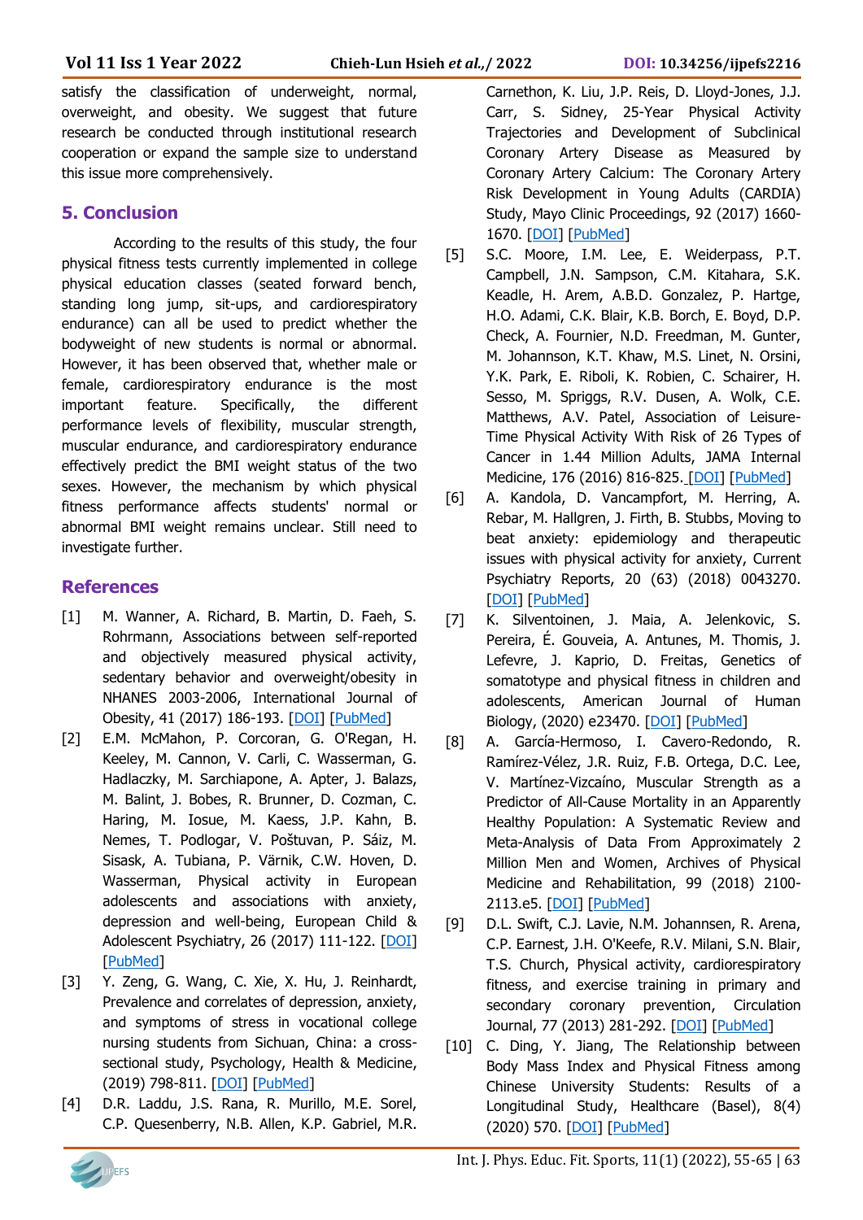satisfy the classification of underweight, normal, overweight, and obesity. We suggest that future research be conducted through institutional research cooperation or expand the sample size to understand this issue more comprehensively.

## 5. Conclusion

According to the results of this study, the four physical fitness tests currently implemented in college physical education classes (seated forward bench, standing long jump, sit-ups, and cardiorespiratory endurance) can all be used to predict whether the bodyweight of new students is normal or abnormal. However, it has been observed that, whether male or female, cardiorespiratory endurance is the most important feature. Specifically, the different performance levels of flexibility, muscular strength, muscular endurance, and cardiorespiratory endurance effectively predict the BMI weight status of the two sexes. However, the mechanism by which physical fitness performance affects students' normal or abnormal BMI weight remains unclear. Still need to investigate further.

## References

[1] M. Wanner, A. Richard, B. Martin, D. Faeh, S. Rohrmann, Associations between self-reported and objectively measured physical activity, sedentary behavior and overweight/obesity in NHANES 2003-2006, International Journal of Obesity, 41 (2017) 186-193. [DOI] [PubMed]

[2] E.M. McMahon, P. Corcoran, G. O'Regan, H. Keeley, M. Cannon, V. Carli, C. Wasserman, G. Hadlaczky, M. Sarchiapone, A. Apter, J. Balazs, M. Balint, J. Bobes, R. Brunner, D. Cozman, C. Haring, M. Iosue, M. Kaess, J.P. Kahn, B. Nemes, T. Podlogar, V. Poštuvan, P. Sáiz, M. Sisask, A. Tubiana, P. Värnik, C.W. Hoven, D. Wasserman, Physical activity in European adolescents and associations with anxiety, depression and well-being, European Child & Adolescent Psychiatry, 26 (2017) 111-122. [DOI] [PubMed]

[3] Y. Zeng, G. Wang, C. Xie, X. Hu, J. Reinhardt, Prevalence and correlates of depression, anxiety, and symptoms of stress in vocational college nursing students from Sichuan, China: a cross-sectional study, Psychology, Health & Medicine, (2019) 798-811. [DOI] [PubMed]

[4] D.R. Laddu, J.S. Rana, R. Murillo, M.E. Sorel, C.P. Quesenberry, N.B. Allen, K.P. Gabriel, M.R. Carnethon, K. Liu, J.P. Reis, D. Lloyd-Jones, J.J. Carr, S. Sidney, 25-Year Physical Activity Trajectories and Development of Subclinical Coronary Artery Disease as Measured by Coronary Artery Calcium: The Coronary Artery Risk Development in Young Adults (CARDIA) Study, Mayo Clinic Proceedings, 92 (2017) 1660-1670. [DOI] [PubMed]

[5] S.C. Moore, I.M. Lee, E. Weiderpass, P.T. Campbell, J.N. Sampson, C.M. Kitahara, S.K. Keadle, H. Arem, A.B.D. Gonzalez, P. Hartge, H.O. Adami, C.K. Blair, K.B. Borch, E. Boyd, D.P. Check, A. Fournier, N.D. Freedman, M. Gunter, M. Johannson, K.T. Khaw, M.S. Linet, N. Orsini, Y.K. Park, E. Riboli, K. Robien, C. Schairer, H. Sesso, M. Spriggs, R.V. Dusen, A. Wolk, C.E. Matthews, A.V. Patel, Association of Leisure-Time Physical Activity With Risk of 26 Types of Cancer in 1.44 Million Adults, JAMA Internal Medicine, 176 (2016) 816-825. [DOI] [PubMed]

[6] A. Kandola, D. Vancampfort, M. Herring, A. Rebar, M. Hallgren, J. Firth, B. Stubbs, Moving to beat anxiety: epidemiology and therapeutic issues with physical activity for anxiety, Current Psychiatry Reports, 20 (63) (2018) 0043270. [DOI] [PubMed]

[7] K. Silventoinen, J. Maia, A. Jelenkovic, S. Pereira, É. Gouveia, A. Antunes, M. Thomis, J. Lefevre, J. Kaprio, D. Freitas, Genetics of somatotype and physical fitness in children and adolescents, American Journal of Human Biology, (2020) e23470. [DOI] [PubMed]

[8] A. García-Hermoso, I. Cavero-Redondo, R. Ramírez-Vélez, J.R. Ruiz, F.B. Ortega, D.C. Lee, V. Martínez-Vizcaíno, Muscular Strength as a Predictor of All-Cause Mortality in an Apparently Healthy Population: A Systematic Review and Meta-Analysis of Data From Approximately 2 Million Men and Women, Archives of Physical Medicine and Rehabilitation, 99 (2018) 2100-2113.e5. [DOI] [PubMed]

[9] D.L. Swift, C.J. Lavie, N.M. Johannsen, R. Arena, C.P. Earnest, J.H. O'Keefe, R.V. Milani, S.N. Blair, T.S. Church, Physical activity, cardiorespiratory fitness, and exercise training in primary and secondary coronary prevention, Circulation Journal, 77 (2013) 281-292. [DOI] [PubMed]

[10] C. Ding, Y. Jiang, The Relationship between Body Mass Index and Physical Fitness among Chinese University Students: Results of a Longitudinal Study, Healthcare (Basel), 8(4) (2020) 570. [DOI] [PubMed]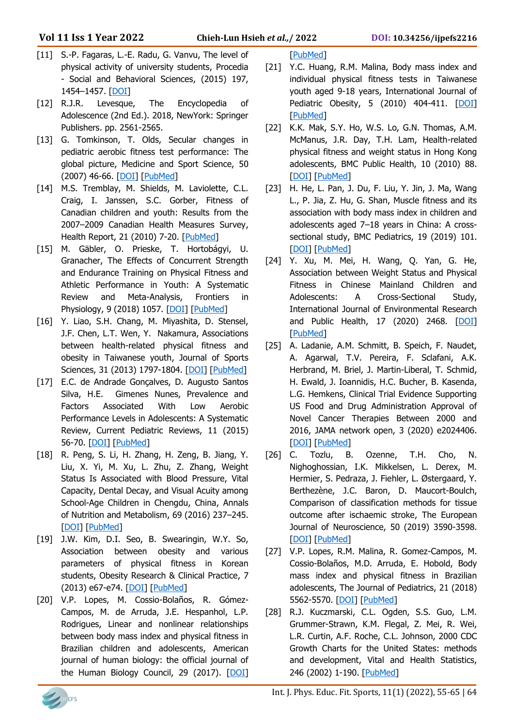[11] S.-P. Fagaras, L.-E. Radu, G. Vanvu, The level of physical activity of university students, Procedia - Social and Behavioral Sciences, (2015) 197, 1454–1457. [DOI]

[12] R.J.R. Levesque, The Encyclopedia of Adolescence (2nd Ed.). 2018, NewYork: Springer Publishers. pp. 2561-2565.

[13] G. Tomkinson, T. Olds, Secular changes in pediatric aerobic fitness test performance: The global picture, Medicine and Sport Science, 50 (2007) 46-66. [DOI] [PubMed]

[14] M.S. Tremblay, M. Shields, M. Laviolette, C.L. Craig, I. Janssen, S.C. Gorber, Fitness of Canadian children and youth: Results from the 2007–2009 Canadian Health Measures Survey, Health Report, 21 (2010) 7-20. [PubMed]

[15] M. Gäbler, O. Prieske, T. Hortobágyi, U. Granacher, The Effects of Concurrent Strength and Endurance Training on Physical Fitness and Athletic Performance in Youth: A Systematic Review and Meta-Analysis, Frontiers in Physiology, 9 (2018) 1057. [DOI] [PubMed]

[16] Y. Liao, S.H. Chang, M. Miyashita, D. Stensel, J.F. Chen, L.T. Wen, Y. Nakamura, Associations between health-related physical fitness and obesity in Taiwanese youth, Journal of Sports Sciences, 31 (2013) 1797-1804. [DOI] [PubMed]

[17] E.C. de Andrade Gonçalves, D. Augusto Santos Silva, H.E. Gimenes Nunes, Prevalence and Factors Associated With Low Aerobic Performance Levels in Adolescents: A Systematic Review, Current Pediatric Reviews, 11 (2015) 56-70. [DOI] [PubMed]

[18] R. Peng, S. Li, H. Zhang, H. Zeng, B. Jiang, Y. Liu, X. Yi, M. Xu, L. Zhu, Z. Zhang, Weight Status Is Associated with Blood Pressure, Vital Capacity, Dental Decay, and Visual Acuity among School-Age Children in Chengdu, China, Annals of Nutrition and Metabolism, 69 (2016) 237–245. [DOI] [PubMed]

[19] J.W. Kim, D.I. Seo, B. Swearingin, W.Y. So, Association between obesity and various parameters of physical fitness in Korean students, Obesity Research & Clinical Practice, 7 (2013) e67-e74. [DOI] [PubMed]

[20] V.P. Lopes, M. Cossio-Bolaños, R. Gómez-Campos, M. de Arruda, J.E. Hespanhol, L.P. Rodrigues, Linear and nonlinear relationships between body mass index and physical fitness in Brazilian children and adolescents, American journal of human biology: the official journal of the Human Biology Council, 29 (2017). [DOI] [PubMed]

[21] Y.C. Huang, R.M. Malina, Body mass index and individual physical fitness tests in Taiwanese youth aged 9-18 years, International Journal of Pediatric Obesity, 5 (2010) 404-411. [DOI] [PubMed]

[22] K.K. Mak, S.Y. Ho, W.S. Lo, G.N. Thomas, A.M. McManus, J.R. Day, T.H. Lam, Health-related physical fitness and weight status in Hong Kong adolescents, BMC Public Health, 10 (2010) 88. [DOI] [PubMed]

[23] H. He, L. Pan, J. Du, F. Liu, Y. Jin, J. Ma, Wang L., P. Jia, Z. Hu, G. Shan, Muscle fitness and its association with body mass index in children and adolescents aged 7–18 years in China: A cross-sectional study, BMC Pediatrics, 19 (2019) 101. [DOI] [PubMed]

[24] Y. Xu, M. Mei, H. Wang, Q. Yan, G. He, Association between Weight Status and Physical Fitness in Chinese Mainland Children and Adolescents: A Cross-Sectional Study, International Journal of Environmental Research and Public Health, 17 (2020) 2468. [DOI] [PubMed]

[25] A. Ladanie, A.M. Schmitt, B. Speich, F. Naudet, A. Agarwal, T.V. Pereira, F. Sclafani, A.K. Herbrand, M. Briel, J. Martin-Liberal, T. Schmid, H. Ewald, J. Ioannidis, H.C. Bucher, B. Kasenda, L.G. Hemkens, Clinical Trial Evidence Supporting US Food and Drug Administration Approval of Novel Cancer Therapies Between 2000 and 2016, JAMA network open, 3 (2020) e2024406. [DOI] [PubMed]

[26] C. Tozlu, B. Ozenne, T.H. Cho, N. Nighoghossian, I.K. Mikkelsen, L. Derex, M. Hermier, S. Pedraza, J. Fiehler, L. Østergaard, Y. Berthezène, J.C. Baron, D. Maucort-Boulch, Comparison of classification methods for tissue outcome after ischaemic stroke, The European Journal of Neuroscience, 50 (2019) 3590-3598. [DOI] [PubMed]

[27] V.P. Lopes, R.M. Malina, R. Gomez-Campos, M. Cossio-Bolaños, M.D. Arruda, E. Hobold, Body mass index and physical fitness in Brazilian adolescents, The Journal of Pediatrics, 21 (2018) 5562-5570. [DOI] [PubMed]

[28] R.J. Kuczmarski, C.L. Ogden, S.S. Guo, L.M. Grummer-Strawn, K.M. Flegal, Z. Mei, R. Wei, L.R. Curtin, A.F. Roche, C.L. Johnson, 2000 CDC Growth Charts for the United States: methods and development, Vital and Health Statistics, 246 (2002) 1-190. [PubMed]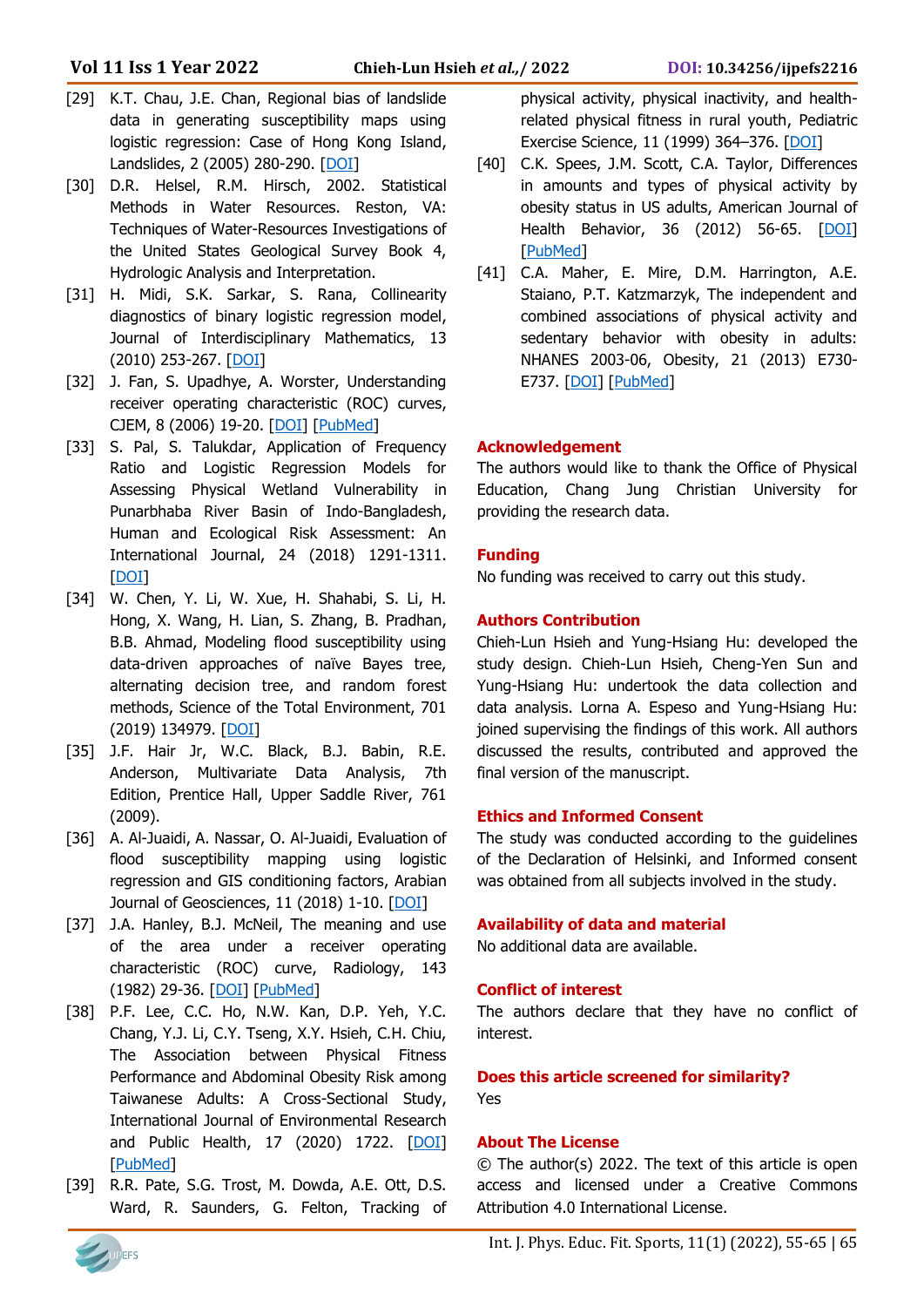[29] K.T. Chau, J.E. Chan, Regional bias of landslide data in generating susceptibility maps using logistic regression: Case of Hong Kong Island, Landslides, 2 (2005) 280-290. [DOI]

[30] D.R. Helsel, R.M. Hirsch, 2002. Statistical Methods in Water Resources. Reston, VA: Techniques of Water-Resources Investigations of the United States Geological Survey Book 4, Hydrologic Analysis and Interpretation.

[31] H. Midi, S.K. Sarkar, S. Rana, Collinearity diagnostics of binary logistic regression model, Journal of Interdisciplinary Mathematics, 13 (2010) 253-267. [DOI]

[32] J. Fan, S. Upadhye, A. Worster, Understanding receiver operating characteristic (ROC) curves, CJEM, 8 (2006) 19-20. [DOI] [PubMed]

[33] S. Pal, S. Talukdar, Application of Frequency Ratio and Logistic Regression Models for Assessing Physical Wetland Vulnerability in Punarbhaba River Basin of Indo-Bangladesh, Human and Ecological Risk Assessment: An International Journal, 24 (2018) 1291-1311. [DOI]

[34] W. Chen, Y. Li, W. Xue, H. Shahabi, S. Li, H. Hong, X. Wang, H. Lian, S. Zhang, B. Pradhan, B.B. Ahmad, Modeling flood susceptibility using data-driven approaches of naïve Bayes tree, alternating decision tree, and random forest methods, Science of the Total Environment, 701 (2019) 134979. [DOI]

[35] J.F. Hair Jr, W.C. Black, B.J. Babin, R.E. Anderson, Multivariate Data Analysis, 7th Edition, Prentice Hall, Upper Saddle River, 761 (2009).

[36] A. Al-Juaidi, A. Nassar, O. Al-Juaidi, Evaluation of flood susceptibility mapping using logistic regression and GIS conditioning factors, Arabian Journal of Geosciences, 11 (2018) 1-10. [DOI]

[37] J.A. Hanley, B.J. McNeil, The meaning and use of the area under a receiver operating characteristic (ROC) curve, Radiology, 143 (1982) 29-36. [DOI] [PubMed]

[38] P.F. Lee, C.C. Ho, N.W. Kan, D.P. Yeh, Y.C. Chang, Y.J. Li, C.Y. Tseng, X.Y. Hsieh, C.H. Chiu, The Association between Physical Fitness Performance and Abdominal Obesity Risk among Taiwanese Adults: A Cross-Sectional Study, International Journal of Environmental Research and Public Health, 17 (2020) 1722. [DOI] [PubMed]

[39] R.R. Pate, S.G. Trost, M. Dowda, A.E. Ott, D.S. Ward, R. Saunders, G. Felton, Tracking of physical activity, physical inactivity, and health-related physical fitness in rural youth, Pediatric Exercise Science, 11 (1999) 364–376. [DOI]

[40] C.K. Spees, J.M. Scott, C.A. Taylor, Differences in amounts and types of physical activity by obesity status in US adults, American Journal of Health Behavior, 36 (2012) 56-65. [DOI] [PubMed]

[41] C.A. Maher, E. Mire, D.M. Harrington, A.E. Staiano, P.T. Katzmarzyk, The independent and combined associations of physical activity and sedentary behavior with obesity in adults: NHANES 2003-06, Obesity, 21 (2013) E730-E737. [DOI] [PubMed]

## Acknowledgement

The authors would like to thank the Office of Physical Education, Chang Jung Christian University for providing the research data.

## Funding

No funding was received to carry out this study.

## Authors Contribution

Chieh-Lun Hsieh and Yung-Hsiang Hu: developed the study design. Chieh-Lun Hsieh, Cheng-Yen Sun and Yung-Hsiang Hu: undertook the data collection and data analysis. Lorna A. Espeso and Yung-Hsiang Hu: joined supervising the findings of this work. All authors discussed the results, contributed and approved the final version of the manuscript.

## Ethics and Informed Consent

The study was conducted according to the guidelines of the Declaration of Helsinki, and Informed consent was obtained from all subjects involved in the study.

## Availability of data and material

No additional data are available.

## Conflict of interest

The authors declare that they have no conflict of interest.

## Does this article screened for similarity?

Yes

## About The License

© The author(s) 2022. The text of this article is open access and licensed under a Creative Commons Attribution 4.0 International License.